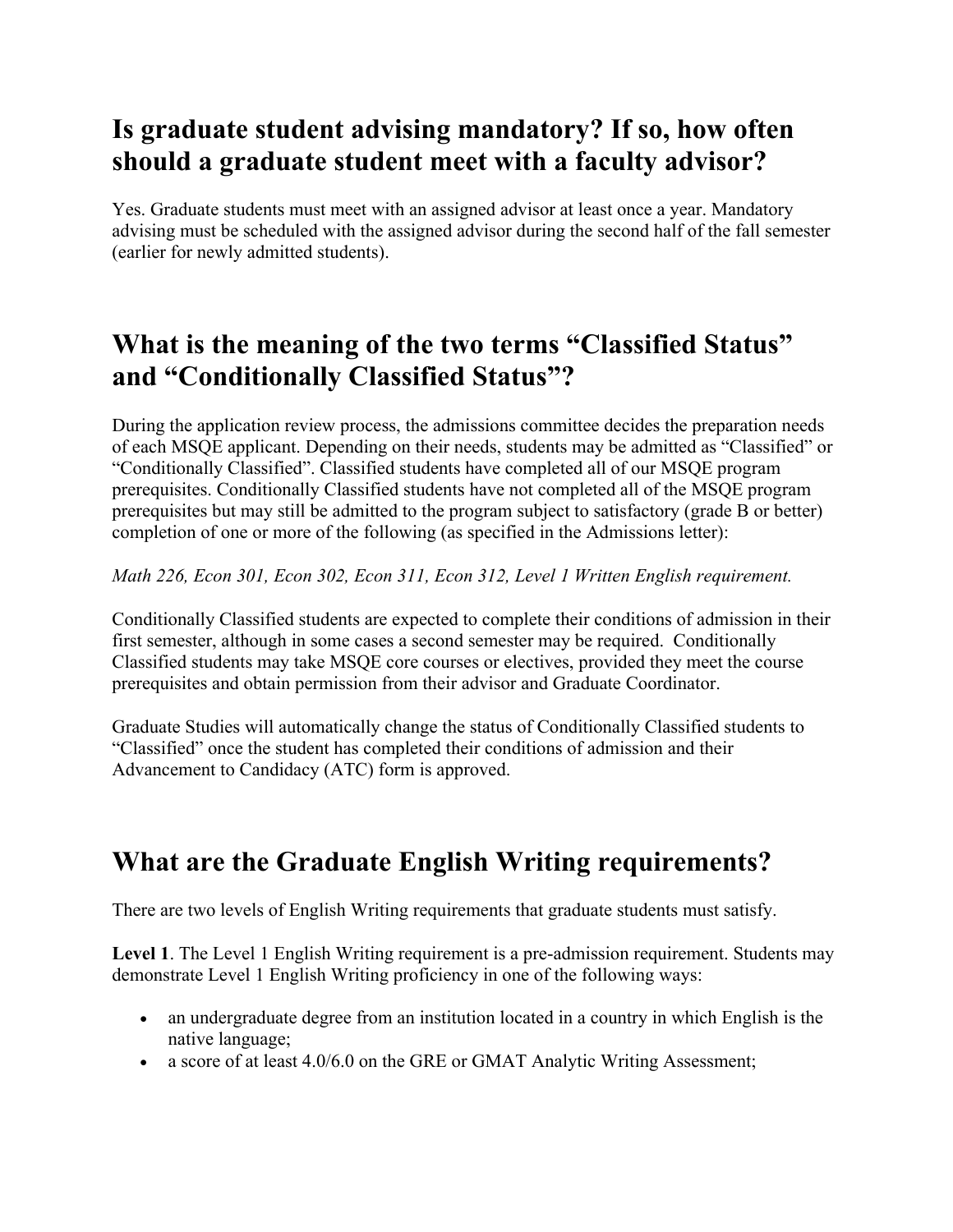## Is graduate student advising mandatory? If so, how often should a graduate student meet with a faculty advisor?

Yes. Graduate students must meet with an assigned advisor at least once a year. Mandatory advising must be scheduled with the assigned advisor during the second half of the fall semester (earlier for newly admitted students).

## What is the meaning of the two terms "Classified Status" and "Conditionally Classified Status"?

During the application review process, the admissions committee decides the preparation needs of each MSQE applicant. Depending on their needs, students may be admitted as "Classified" or "Conditionally Classified". Classified students have completed all of our MSQE program prerequisites. Conditionally Classified students have not completed all of the MSQE program prerequisites but may still be admitted to the program subject to satisfactory (grade B or better) completion of one or more of the following (as specified in the Admissions letter):

*Math 226, Econ 301, Econ 302, Econ 311, Econ 312, Level 1 Written English requirement.*

Conditionally Classified students are expected to complete their conditions of admission in their first semester, although in some cases a second semester may be required. Conditionally Classified students may take MSQE core courses or electives, provided they meet the course prerequisites and obtain permission from their advisor and Graduate Coordinator.

Graduate Studies will automatically change the status of Conditionally Classified students to "Classified" once the student has completed their conditions of admission and their Advancement to Candidacy (ATC) form is approved.

## What are the Graduate English Writing requirements?

There are two levels of English Writing requirements that graduate students must satisfy.

**Level 1**. The Level 1 English Writing requirement is a pre-admission requirement. Students may demonstrate Level 1 English Writing proficiency in one of the following ways:

- an undergraduate degree from an institution located in a country in which English is the native language;
- a score of at least 4.0/6.0 on the GRE or GMAT Analytic Writing Assessment;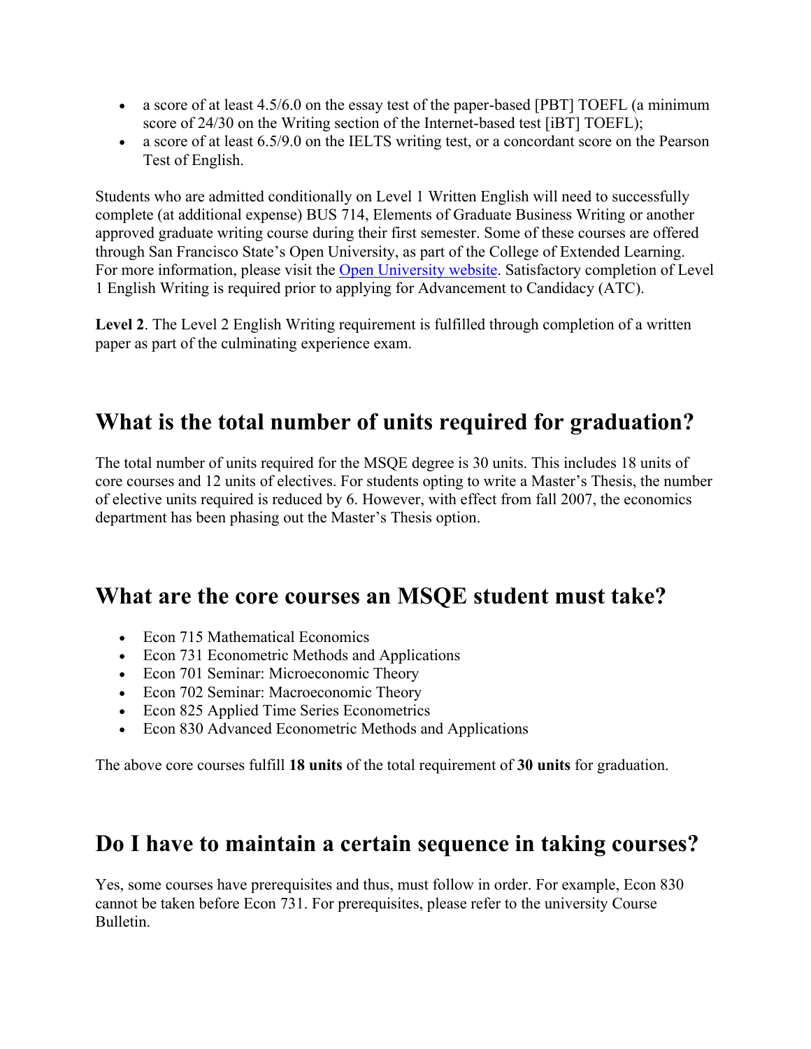- a score of at least 4.5/6.0 on the essay test of the paper-based [PBT] TOEFL (a minimum score of 24/30 on the Writing section of the Internet-based test [iBT] TOEFL);
- a score of at least 6.5/9.0 on the IELTS writing test, or a concordant score on the Pearson Test of English.

Students who are admitted conditionally on Level 1 Written English will need to successfully complete (at additional expense) BUS 714, Elements of Graduate Business Writing or another approved graduate writing course during their first semester. Some of these courses are offered through San Francisco State's Open University, as part of the College of Extended Learning. For more information, please visit the [Open University website](). Satisfactory completion of Level 1 English Writing is required prior to applying for Advancement to Candidacy (ATC).

**Level 2**. The Level 2 English Writing requirement is fulfilled through completion of a written paper as part of the culminating experience exam.

## What is the total number of units required for graduation?

The total number of units required for the MSQE degree is 30 units. This includes 18 units of core courses and 12 units of electives. For students opting to write a Master's Thesis, the number of elective units required is reduced by 6. However, with effect from fall 2007, the economics department has been phasing out the Master's Thesis option.

## What are the core courses an MSQE student must take?

- Econ 715 Mathematical Economics
- Econ 731 Econometric Methods and Applications
- Econ 701 Seminar: Microeconomic Theory
- Econ 702 Seminar: Macroeconomic Theory
- Econ 825 Applied Time Series Econometrics
- Econ 830 Advanced Econometric Methods and Applications

The above core courses fulfill **18 units** of the total requirement of **30 units** for graduation.

## Do I have to maintain a certain sequence in taking courses?

Yes, some courses have prerequisites and thus, must follow in order. For example, Econ 830 cannot be taken before Econ 731. For prerequisites, please refer to the university Course Bulletin.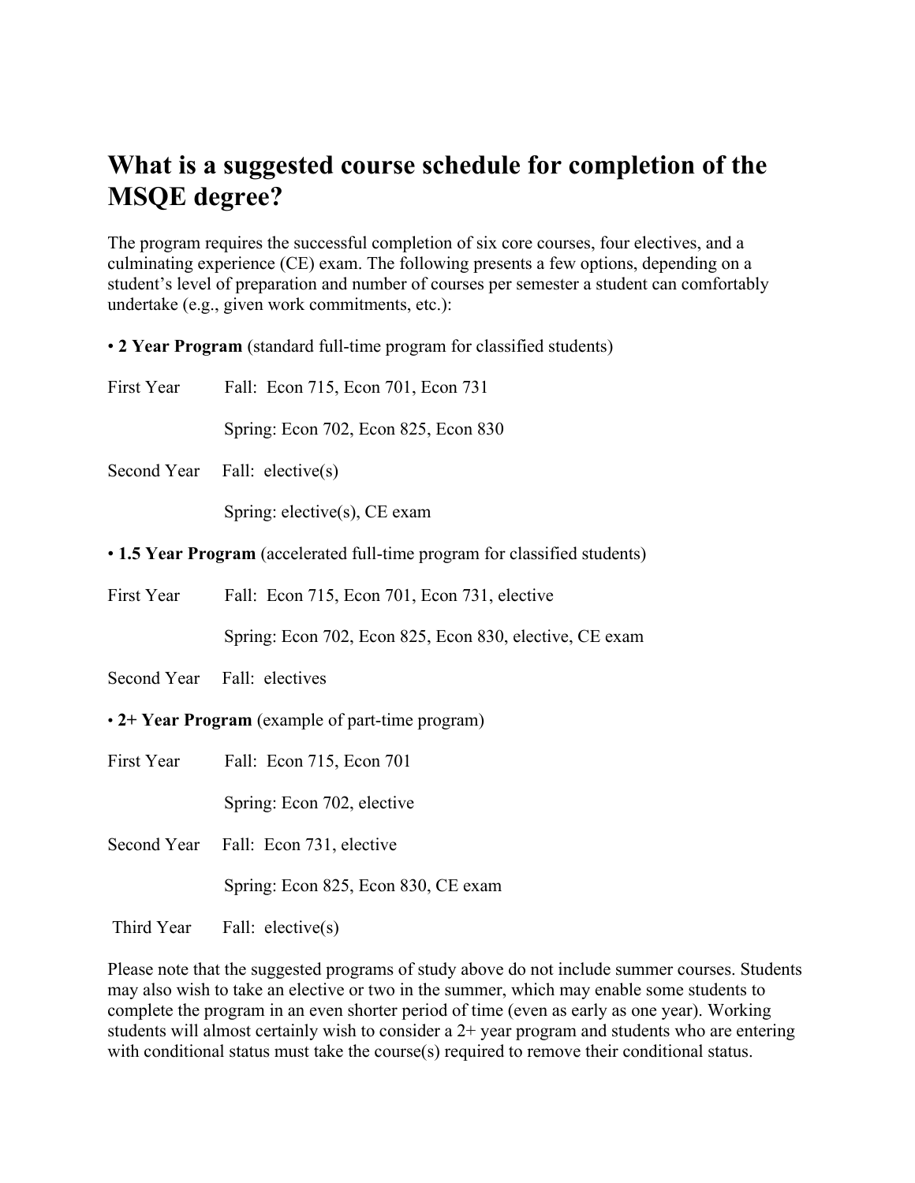# What is a suggested course schedule for completion of the MSQE degree?

The program requires the successful completion of six core courses, four electives, and a culminating experience (CE) exam. The following presents a few options, depending on a student's level of preparation and number of courses per semester a student can comfortably undertake (e.g., given work commitments, etc.):

• **2 Year Program** (standard full-time program for classified students)

First Year Fall: Econ 715, Econ 701, Econ 731

Spring: Econ 702, Econ 825, Econ 830

Second Year Fall: elective(s)

Spring: elective(s), CE exam

• **1.5 Year Program** (accelerated full-time program for classified students)

First Year Fall: Econ 715, Econ 701, Econ 731, elective

Spring: Econ 702, Econ 825, Econ 830, elective, CE exam

Second Year Fall: electives

• **2+ Year Program** (example of part-time program)

First Year Fall: Econ 715, Econ 701

Spring: Econ 702, elective

Second Year Fall: Econ 731, elective

Spring: Econ 825, Econ 830, CE exam

Third Year Fall: elective(s)

Please note that the suggested programs of study above do not include summer courses. Students may also wish to take an elective or two in the summer, which may enable some students to complete the program in an even shorter period of time (even as early as one year). Working students will almost certainly wish to consider a 2+ year program and students who are entering with conditional status must take the course(s) required to remove their conditional status.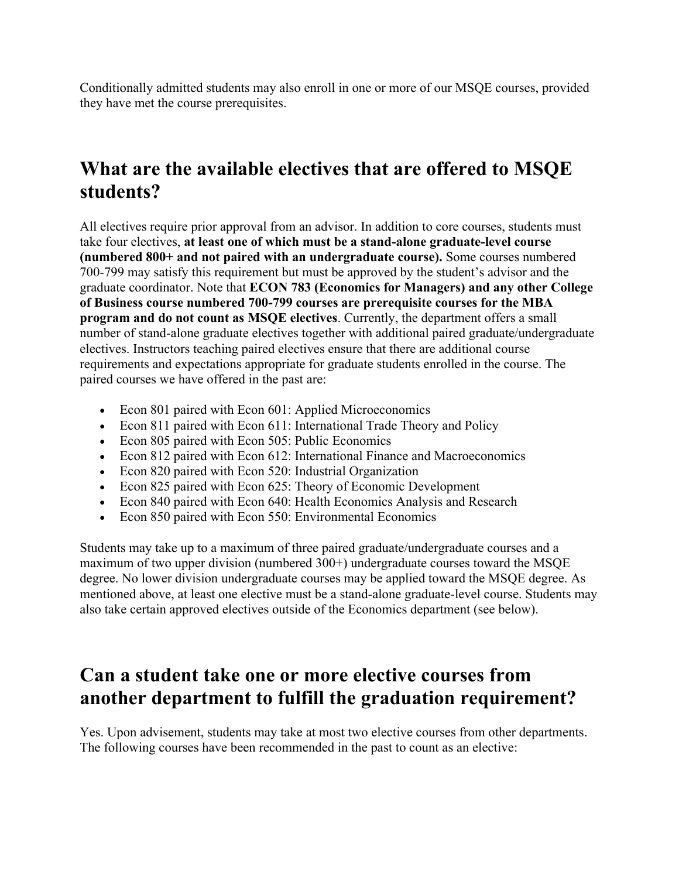Conditionally admitted students may also enroll in one or more of our MSQE courses, provided they have met the course prerequisites.

## What are the available electives that are offered to MSQE students?

All electives require prior approval from an advisor. In addition to core courses, students must take four electives, **at least one of which must be a stand-alone graduate-level course (numbered 800+ and not paired with an undergraduate course).** Some courses numbered 700-799 may satisfy this requirement but must be approved by the student's advisor and the graduate coordinator. Note that **ECON 783 (Economics for Managers) and any other College of Business course numbered 700-799 courses are prerequisite courses for the MBA program and do not count as MSQE electives**. Currently, the department offers a small number of stand-alone graduate electives together with additional paired graduate/undergraduate electives. Instructors teaching paired electives ensure that there are additional course requirements and expectations appropriate for graduate students enrolled in the course. The paired courses we have offered in the past are:

- Econ 801 paired with Econ 601: Applied Microeconomics
- Econ 811 paired with Econ 611: International Trade Theory and Policy
- Econ 805 paired with Econ 505: Public Economics
- Econ 812 paired with Econ 612: International Finance and Macroeconomics
- Econ 820 paired with Econ 520: Industrial Organization
- Econ 825 paired with Econ 625: Theory of Economic Development
- Econ 840 paired with Econ 640: Health Economics Analysis and Research
- Econ 850 paired with Econ 550: Environmental Economics

Students may take up to a maximum of three paired graduate/undergraduate courses and a maximum of two upper division (numbered 300+) undergraduate courses toward the MSQE degree. No lower division undergraduate courses may be applied toward the MSQE degree. As mentioned above, at least one elective must be a stand-alone graduate-level course. Students may also take certain approved electives outside of the Economics department (see below).

## Can a student take one or more elective courses from another department to fulfill the graduation requirement?

Yes. Upon advisement, students may take at most two elective courses from other departments. The following courses have been recommended in the past to count as an elective: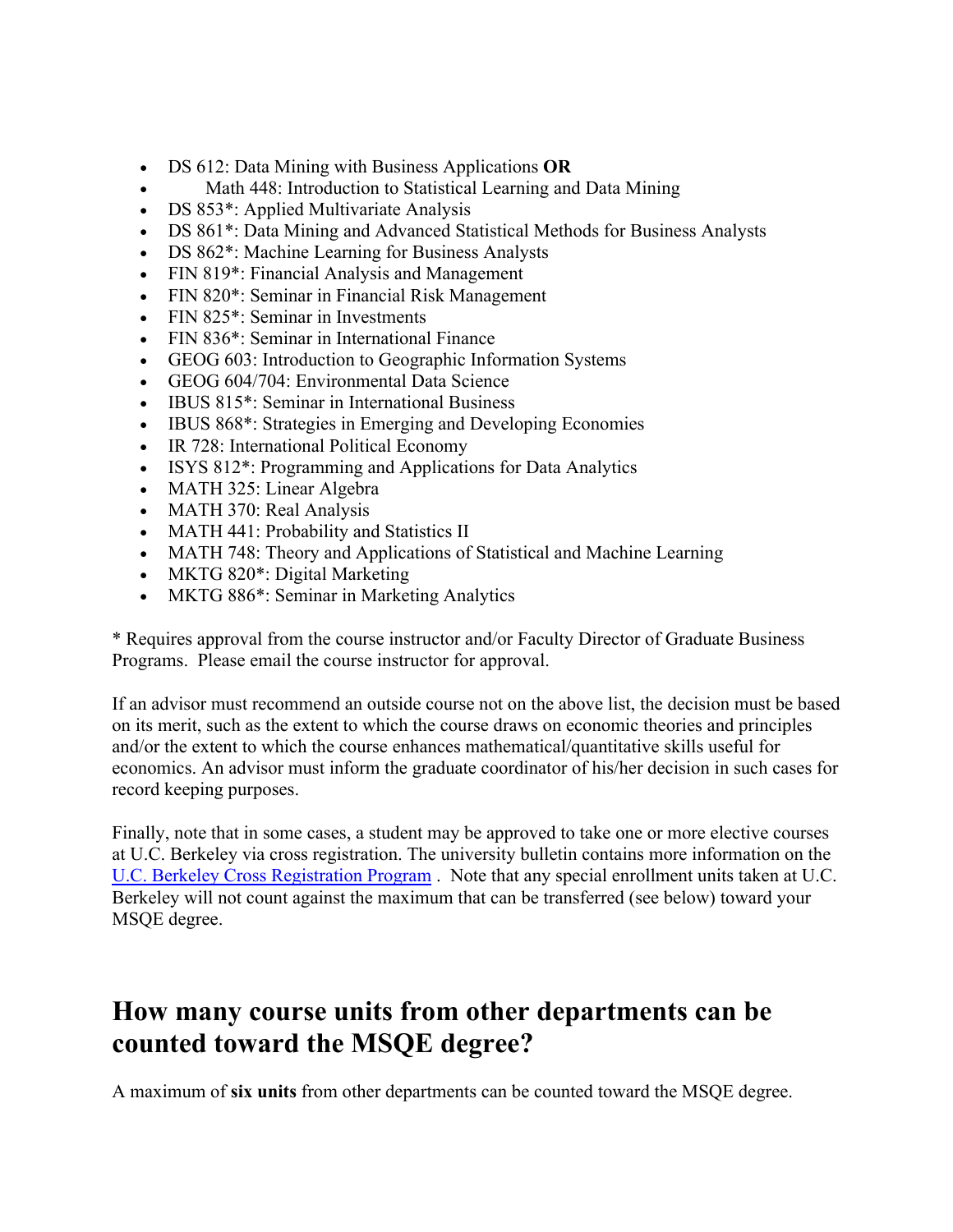- DS 612: Data Mining with Business Applications **OR**
- Math 448: Introduction to Statistical Learning and Data Mining
- DS 853*: Applied Multivariate Analysis
- DS 861*: Data Mining and Advanced Statistical Methods for Business Analysts
- DS 862*: Machine Learning for Business Analysts
- FIN 819*: Financial Analysis and Management
- FIN 820*: Seminar in Financial Risk Management
- FIN 825*: Seminar in Investments
- FIN 836*: Seminar in International Finance
- GEOG 603: Introduction to Geographic Information Systems
- GEOG 604/704: Environmental Data Science
- IBUS 815*: Seminar in International Business
- IBUS 868*: Strategies in Emerging and Developing Economies
- IR 728: International Political Economy
- ISYS 812*: Programming and Applications for Data Analytics
- MATH 325: Linear Algebra
- MATH 370: Real Analysis
- MATH 441: Probability and Statistics II
- MATH 748: Theory and Applications of Statistical and Machine Learning
- MKTG 820*: Digital Marketing
- MKTG 886*: Seminar in Marketing Analytics

* Requires approval from the course instructor and/or Faculty Director of Graduate Business Programs. Please email the course instructor for approval.

If an advisor must recommend an outside course not on the above list, the decision must be based on its merit, such as the extent to which the course draws on economic theories and principles and/or the extent to which the course enhances mathematical/quantitative skills useful for economics. An advisor must inform the graduate coordinator of his/her decision in such cases for record keeping purposes.

Finally, note that in some cases, a student may be approved to take one or more elective courses at U.C. Berkeley via cross registration. The university bulletin contains more information on the U.C. Berkeley Cross Registration Program . Note that any special enrollment units taken at U.C. Berkeley will not count against the maximum that can be transferred (see below) toward your MSQE degree.

## How many course units from other departments can be counted toward the MSQE degree?

A maximum of **six units** from other departments can be counted toward the MSQE degree.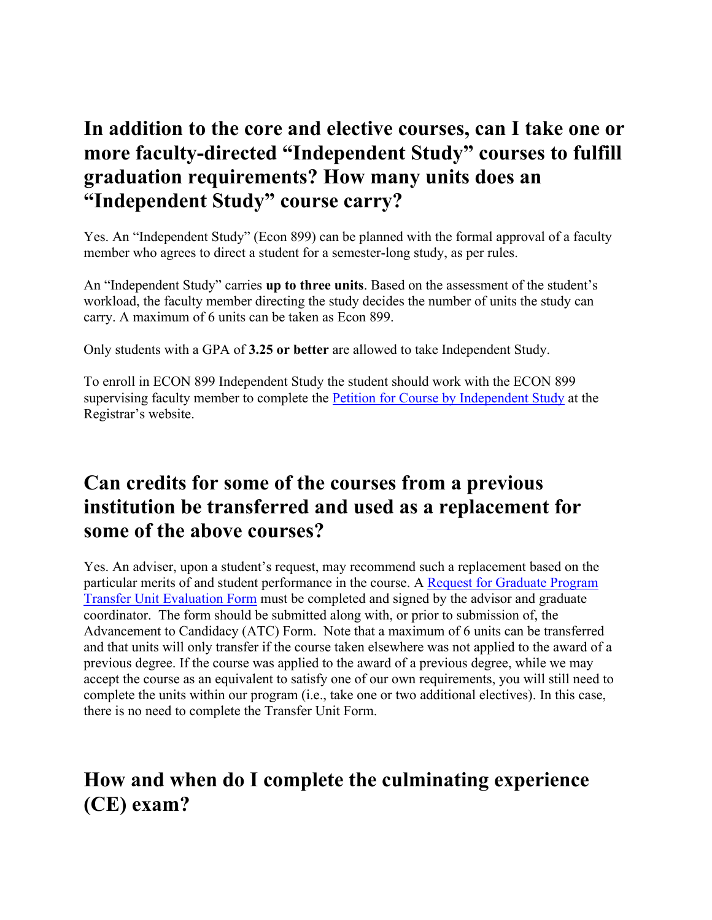## In addition to the core and elective courses, can I take one or more faculty-directed "Independent Study" courses to fulfill graduation requirements? How many units does an "Independent Study" course carry?

Yes. An "Independent Study" (Econ 899) can be planned with the formal approval of a faculty member who agrees to direct a student for a semester-long study, as per rules.

An "Independent Study" carries **up to three units**. Based on the assessment of the student's workload, the faculty member directing the study decides the number of units the study can carry. A maximum of 6 units can be taken as Econ 899.

Only students with a GPA of **3.25 or better** are allowed to take Independent Study.

To enroll in ECON 899 Independent Study the student should work with the ECON 899 supervising faculty member to complete the Petition for Course by Independent Study at the Registrar's website.

## Can credits for some of the courses from a previous institution be transferred and used as a replacement for some of the above courses?

Yes. An adviser, upon a student's request, may recommend such a replacement based on the particular merits of and student performance in the course. A Request for Graduate Program Transfer Unit Evaluation Form must be completed and signed by the advisor and graduate coordinator. The form should be submitted along with, or prior to submission of, the Advancement to Candidacy (ATC) Form. Note that a maximum of 6 units can be transferred and that units will only transfer if the course taken elsewhere was not applied to the award of a previous degree. If the course was applied to the award of a previous degree, while we may accept the course as an equivalent to satisfy one of our own requirements, you will still need to complete the units within our program (i.e., take one or two additional electives). In this case, there is no need to complete the Transfer Unit Form.

## How and when do I complete the culminating experience (CE) exam?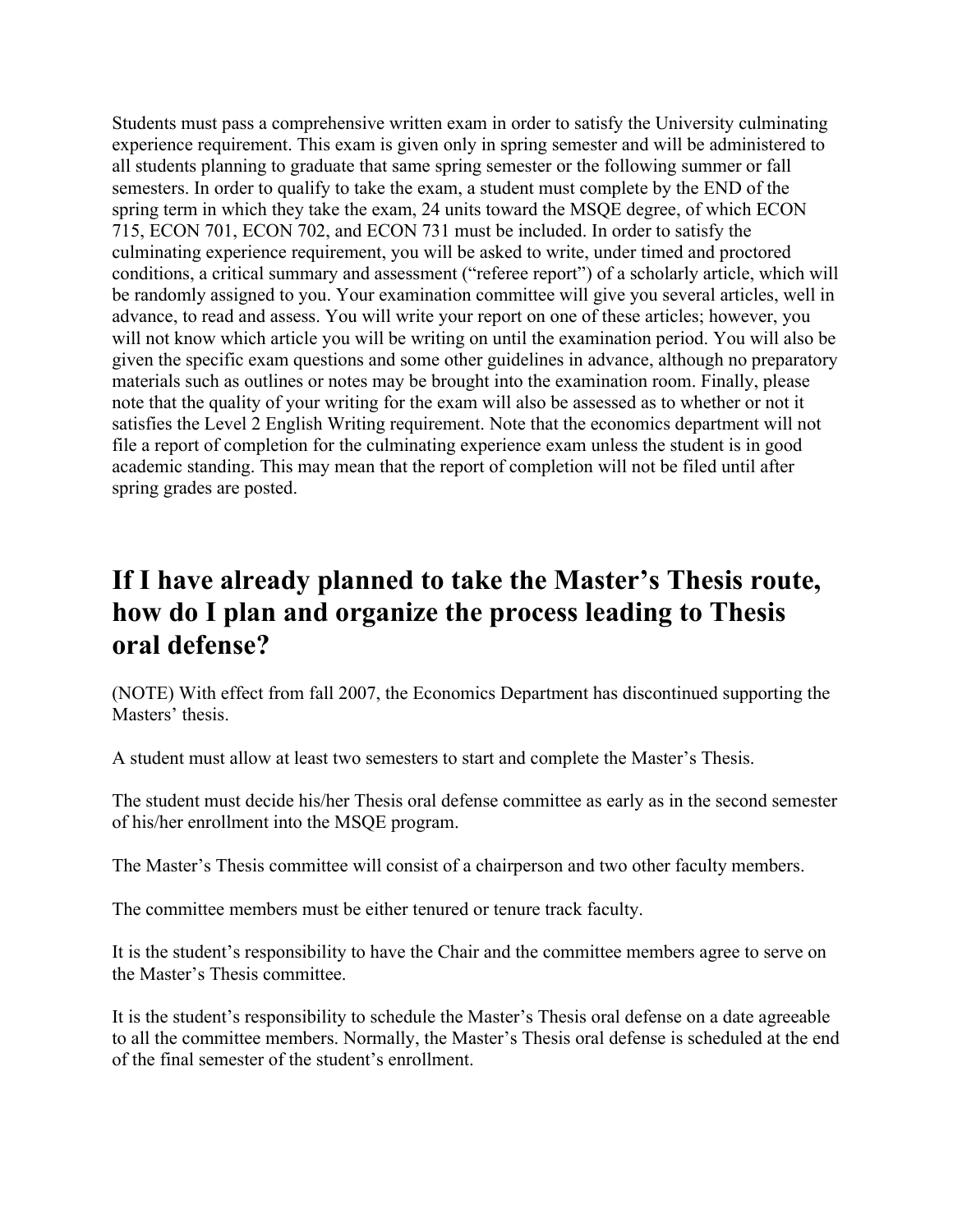Students must pass a comprehensive written exam in order to satisfy the University culminating experience requirement. This exam is given only in spring semester and will be administered to all students planning to graduate that same spring semester or the following summer or fall semesters. In order to qualify to take the exam, a student must complete by the END of the spring term in which they take the exam, 24 units toward the MSQE degree, of which ECON 715, ECON 701, ECON 702, and ECON 731 must be included. In order to satisfy the culminating experience requirement, you will be asked to write, under timed and proctored conditions, a critical summary and assessment ("referee report") of a scholarly article, which will be randomly assigned to you. Your examination committee will give you several articles, well in advance, to read and assess. You will write your report on one of these articles; however, you will not know which article you will be writing on until the examination period. You will also be given the specific exam questions and some other guidelines in advance, although no preparatory materials such as outlines or notes may be brought into the examination room. Finally, please note that the quality of your writing for the exam will also be assessed as to whether or not it satisfies the Level 2 English Writing requirement. Note that the economics department will not file a report of completion for the culminating experience exam unless the student is in good academic standing. This may mean that the report of completion will not be filed until after spring grades are posted.

## If I have already planned to take the Master's Thesis route, how do I plan and organize the process leading to Thesis oral defense?

(NOTE) With effect from fall 2007, the Economics Department has discontinued supporting the Masters' thesis.

A student must allow at least two semesters to start and complete the Master's Thesis.

The student must decide his/her Thesis oral defense committee as early as in the second semester of his/her enrollment into the MSQE program.

The Master's Thesis committee will consist of a chairperson and two other faculty members.

The committee members must be either tenured or tenure track faculty.

It is the student's responsibility to have the Chair and the committee members agree to serve on the Master's Thesis committee.

It is the student's responsibility to schedule the Master's Thesis oral defense on a date agreeable to all the committee members. Normally, the Master's Thesis oral defense is scheduled at the end of the final semester of the student's enrollment.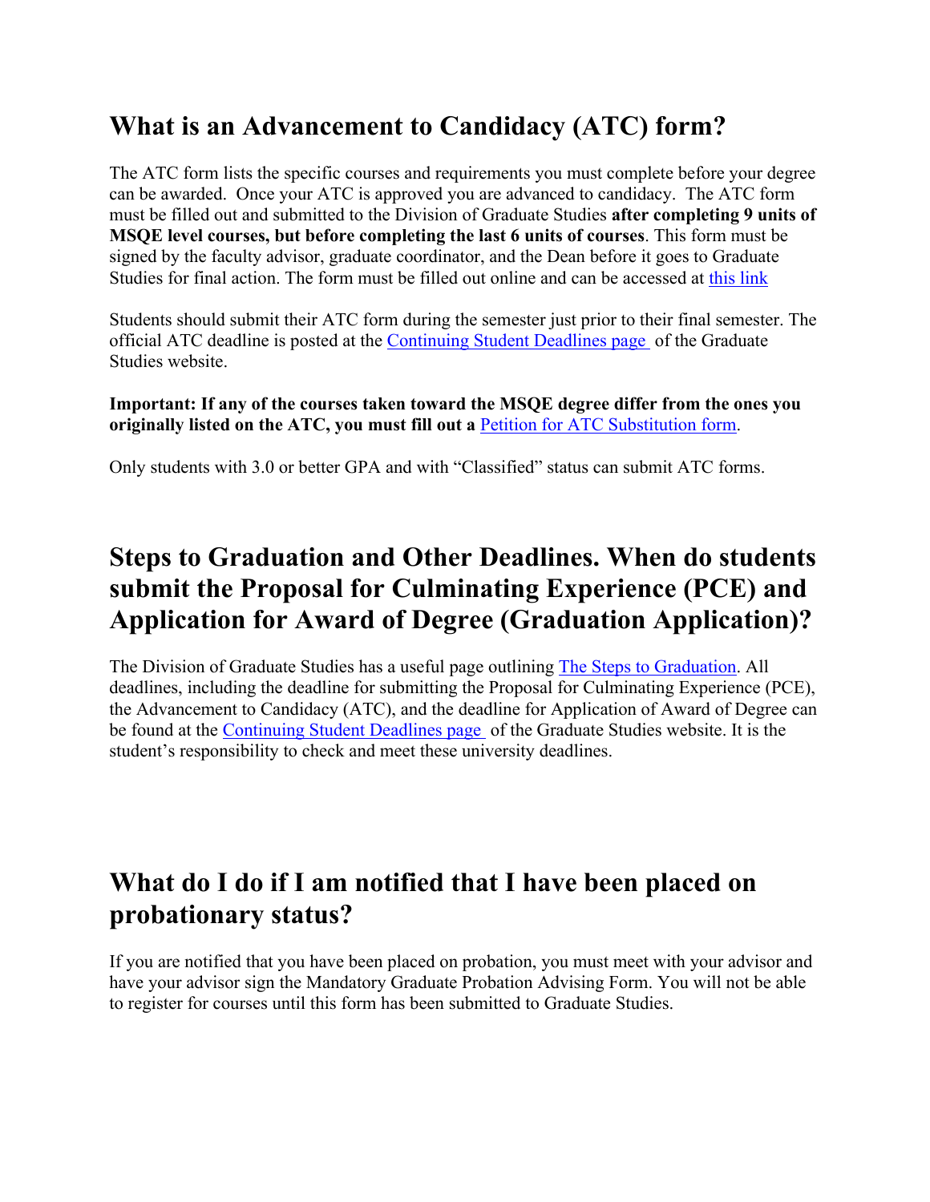## What is an Advancement to Candidacy (ATC) form?

The ATC form lists the specific courses and requirements you must complete before your degree can be awarded. Once your ATC is approved you are advanced to candidacy. The ATC form must be filled out and submitted to the Division of Graduate Studies **after completing 9 units of MSQE level courses, but before completing the last 6 units of courses**. This form must be signed by the faculty advisor, graduate coordinator, and the Dean before it goes to Graduate Studies for final action. The form must be filled out online and can be accessed at this link

Students should submit their ATC form during the semester just prior to their final semester. The official ATC deadline is posted at the Continuing Student Deadlines page of the Graduate Studies website.

**Important: If any of the courses taken toward the MSQE degree differ from the ones you originally listed on the ATC, you must fill out a** Petition for ATC Substitution form.

Only students with 3.0 or better GPA and with "Classified" status can submit ATC forms.

## Steps to Graduation and Other Deadlines. When do students submit the Proposal for Culminating Experience (PCE) and Application for Award of Degree (Graduation Application)?

The Division of Graduate Studies has a useful page outlining The Steps to Graduation. All deadlines, including the deadline for submitting the Proposal for Culminating Experience (PCE), the Advancement to Candidacy (ATC), and the deadline for Application of Award of Degree can be found at the Continuing Student Deadlines page of the Graduate Studies website. It is the student's responsibility to check and meet these university deadlines.

## What do I do if I am notified that I have been placed on probationary status?

If you are notified that you have been placed on probation, you must meet with your advisor and have your advisor sign the Mandatory Graduate Probation Advising Form. You will not be able to register for courses until this form has been submitted to Graduate Studies.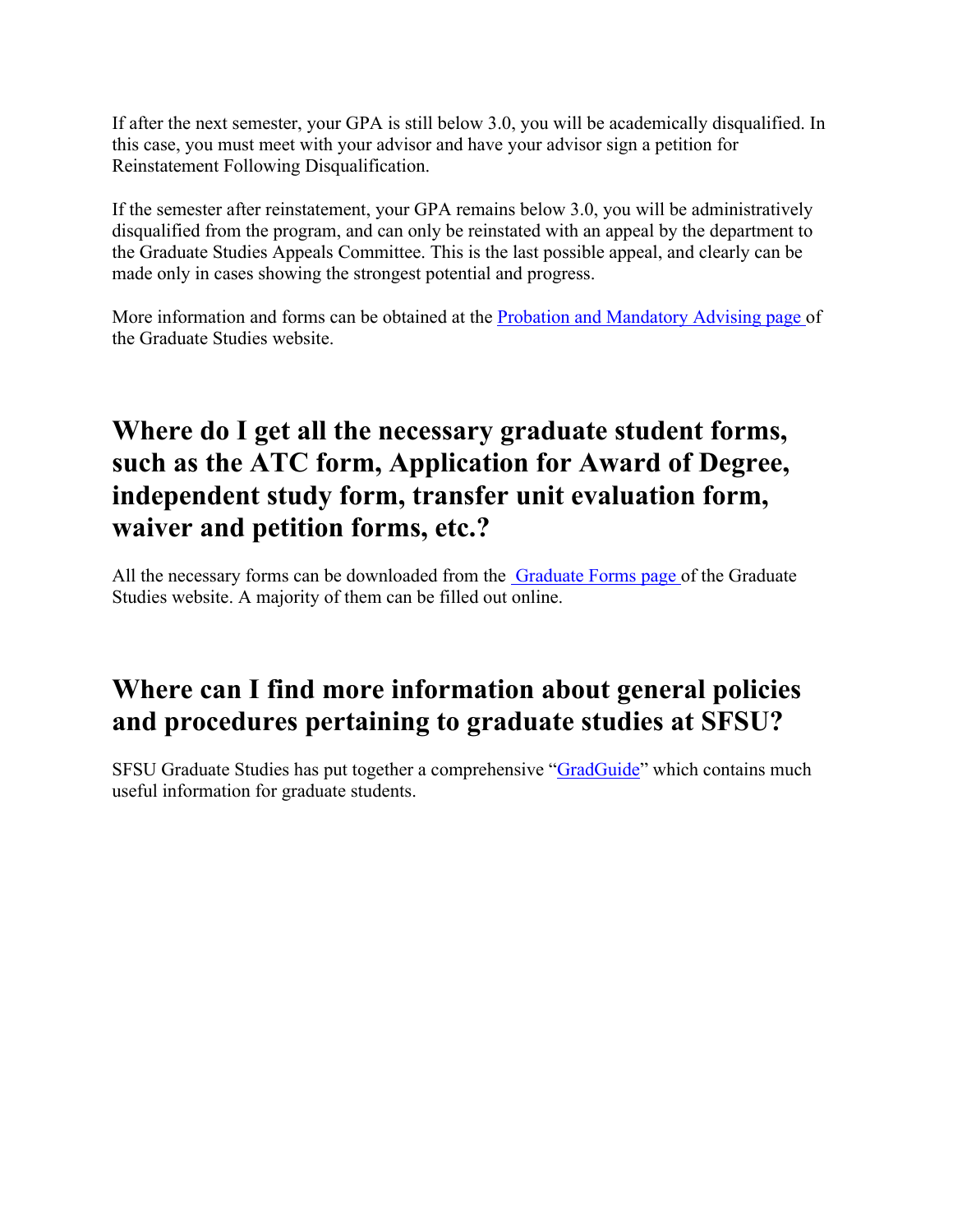If after the next semester, your GPA is still below 3.0, you will be academically disqualified. In this case, you must meet with your advisor and have your advisor sign a petition for Reinstatement Following Disqualification.

If the semester after reinstatement, your GPA remains below 3.0, you will be administratively disqualified from the program, and can only be reinstated with an appeal by the department to the Graduate Studies Appeals Committee. This is the last possible appeal, and clearly can be made only in cases showing the strongest potential and progress.

More information and forms can be obtained at the Probation and Mandatory Advising page of the Graduate Studies website.

## Where do I get all the necessary graduate student forms, such as the ATC form, Application for Award of Degree, independent study form, transfer unit evaluation form, waiver and petition forms, etc.?

All the necessary forms can be downloaded from the Graduate Forms page of the Graduate Studies website. A majority of them can be filled out online.

## Where can I find more information about general policies and procedures pertaining to graduate studies at SFSU?

SFSU Graduate Studies has put together a comprehensive "GradGuide" which contains much useful information for graduate students.